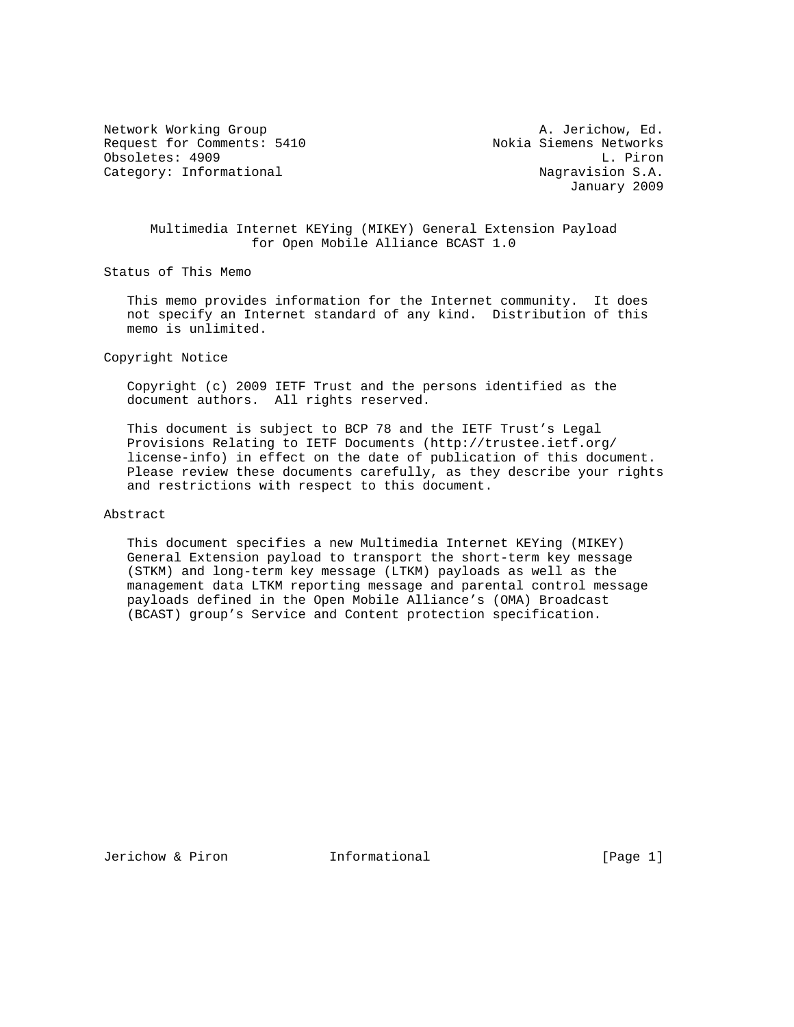Network Working Group A. Jerichow, Ed.
Request for Comments: 5410 Nokia Siemens Networks
Obsoletes: 4909 L. Piron
Category: Informational Nagravision S.A.
January 2009

# Multimedia Internet KEYing (MIKEY) General Extension Payload for Open Mobile Alliance BCAST 1.0

## Status of This Memo

This memo provides information for the Internet community. It does not specify an Internet standard of any kind. Distribution of this memo is unlimited.

## Copyright Notice

Copyright (c) 2009 IETF Trust and the persons identified as the document authors. All rights reserved.

This document is subject to BCP 78 and the IETF Trust's Legal Provisions Relating to IETF Documents (http://trustee.ietf.org/license-info) in effect on the date of publication of this document. Please review these documents carefully, as they describe your rights and restrictions with respect to this document.

## Abstract

This document specifies a new Multimedia Internet KEYing (MIKEY) General Extension payload to transport the short-term key message (STKM) and long-term key message (LTKM) payloads as well as the management data LTKM reporting message and parental control message payloads defined in the Open Mobile Alliance's (OMA) Broadcast (BCAST) group's Service and Content protection specification.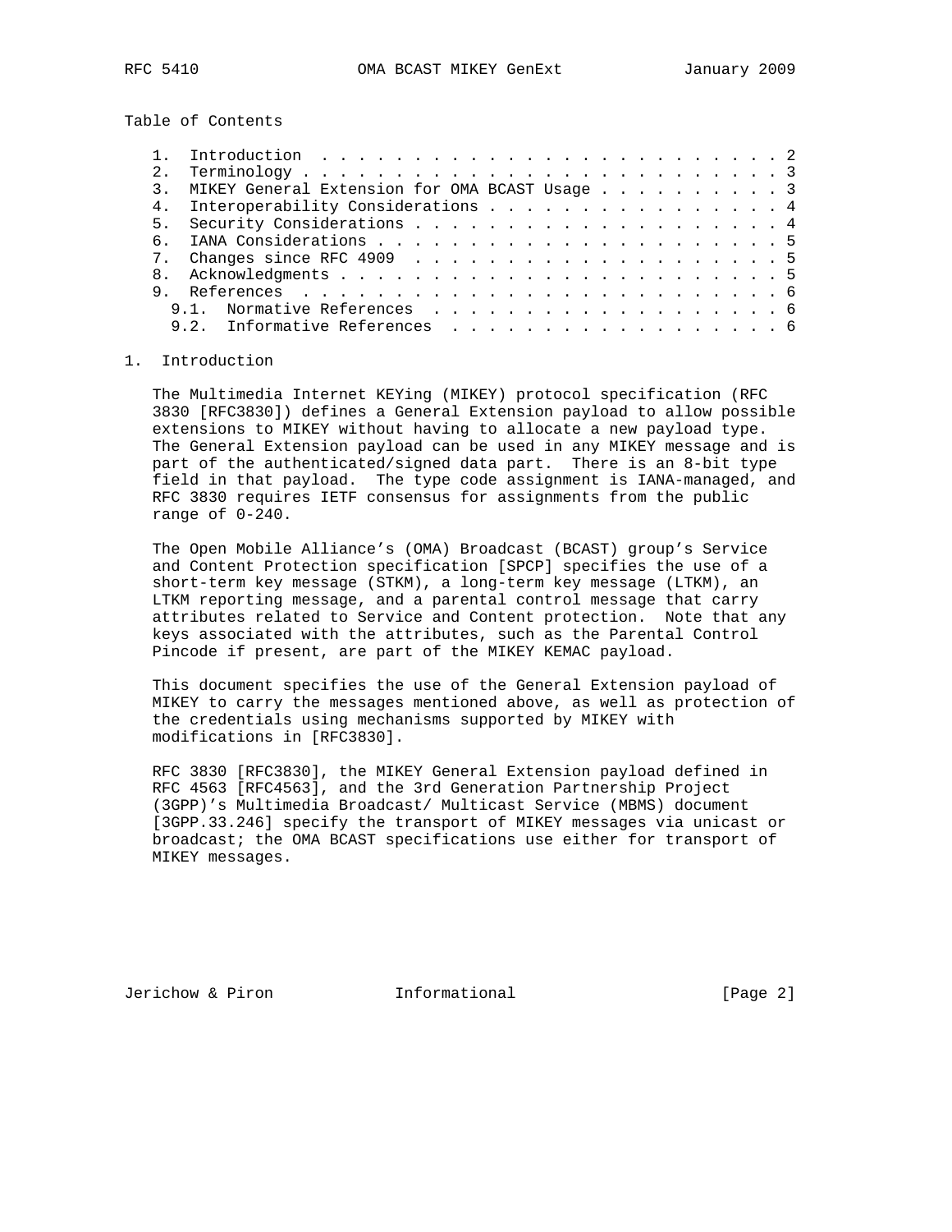Table of Contents

1. Introduction . . . . . . . . . . . . . . . . . . . . . . . . . 2
2. Terminology . . . . . . . . . . . . . . . . . . . . . . . . . . 3
3. MIKEY General Extension for OMA BCAST Usage . . . . . . . . . . 3
4. Interoperability Considerations . . . . . . . . . . . . . . . . 4
5. Security Considerations . . . . . . . . . . . . . . . . . . . . 4
6. IANA Considerations . . . . . . . . . . . . . . . . . . . . . . 5
7. Changes since RFC 4909 . . . . . . . . . . . . . . . . . . . . 5
8. Acknowledgments . . . . . . . . . . . . . . . . . . . . . . . . 5
9. References . . . . . . . . . . . . . . . . . . . . . . . . . . 6
   9.1. Normative References . . . . . . . . . . . . . . . . . . . 6
   9.2. Informative References . . . . . . . . . . . . . . . . . . 6

# 1. Introduction

The Multimedia Internet KEYing (MIKEY) protocol specification (RFC 3830 [RFC3830]) defines a General Extension payload to allow possible extensions to MIKEY without having to allocate a new payload type. The General Extension payload can be used in any MIKEY message and is part of the authenticated/signed data part. There is an 8-bit type field in that payload. The type code assignment is IANA-managed, and RFC 3830 requires IETF consensus for assignments from the public range of 0-240.

The Open Mobile Alliance's (OMA) Broadcast (BCAST) group's Service and Content Protection specification [SPCP] specifies the use of a short-term key message (STKM), a long-term key message (LTKM), an LTKM reporting message, and a parental control message that carry attributes related to Service and Content protection. Note that any keys associated with the attributes, such as the Parental Control Pincode if present, are part of the MIKEY KEMAC payload.

This document specifies the use of the General Extension payload of MIKEY to carry the messages mentioned above, as well as protection of the credentials using mechanisms supported by MIKEY with modifications in [RFC3830].

RFC 3830 [RFC3830], the MIKEY General Extension payload defined in RFC 4563 [RFC4563], and the 3rd Generation Partnership Project (3GPP)'s Multimedia Broadcast/ Multicast Service (MBMS) document [3GPP.33.246] specify the transport of MIKEY messages via unicast or broadcast; the OMA BCAST specifications use either for transport of MIKEY messages.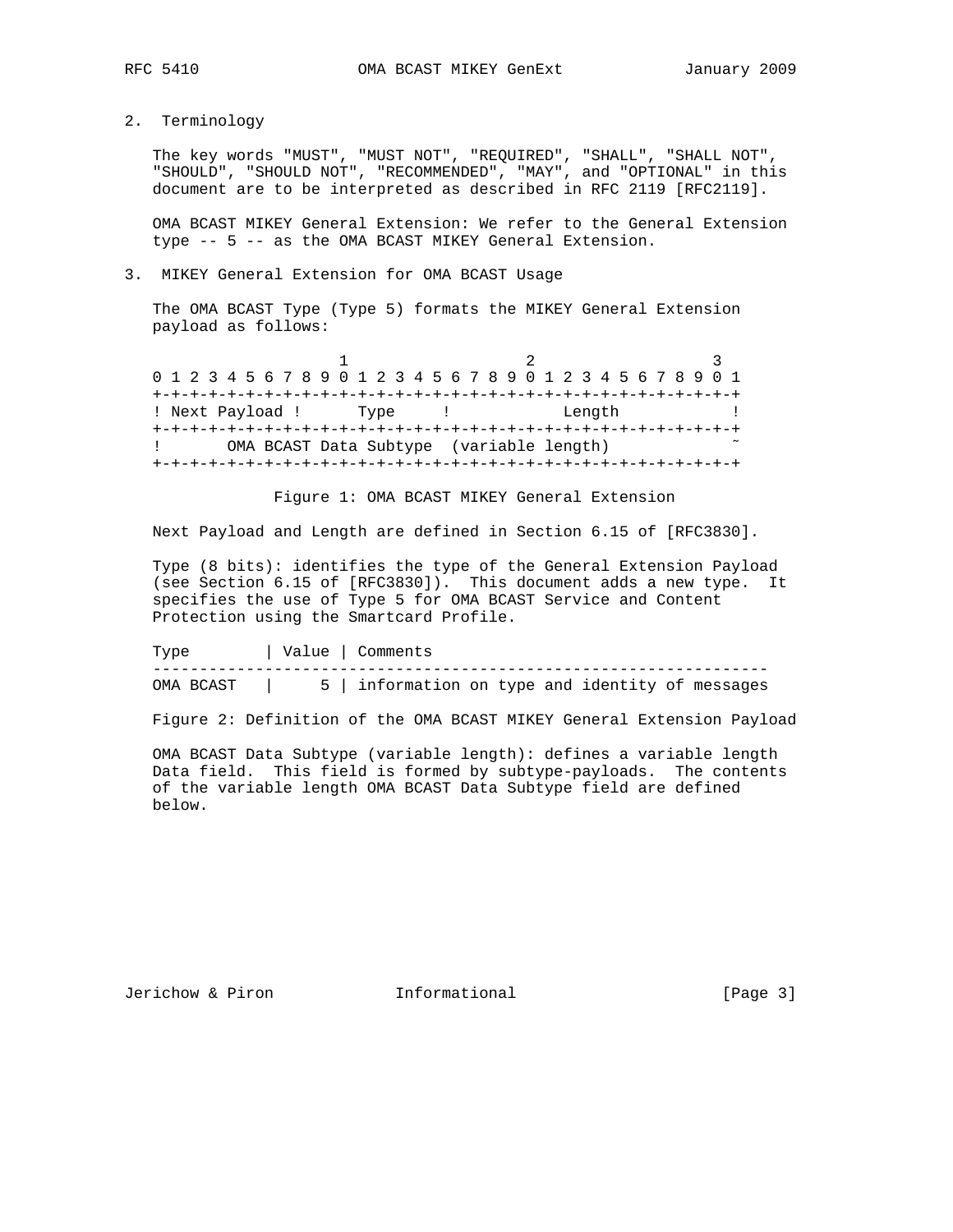## 2. Terminology

The key words "MUST", "MUST NOT", "REQUIRED", "SHALL", "SHALL NOT", "SHOULD", "SHOULD NOT", "RECOMMENDED", "MAY", and "OPTIONAL" in this document are to be interpreted as described in RFC 2119 [RFC2119].

OMA BCAST MIKEY General Extension: We refer to the General Extension type -- 5 -- as the OMA BCAST MIKEY General Extension.

## 3. MIKEY General Extension for OMA BCAST Usage

The OMA BCAST Type (Type 5) formats the MIKEY General Extension payload as follows:

```
                     1                   2                   3
 0 1 2 3 4 5 6 7 8 9 0 1 2 3 4 5 6 7 8 9 0 1 2 3 4 5 6 7 8 9 0 1
+-+-+-+-+-+-+-+-+-+-+-+-+-+-+-+-+-+-+-+-+-+-+-+-+-+-+-+-+-+-+-+-+
! Next Payload !      Type     !            Length             !
+-+-+-+-+-+-+-+-+-+-+-+-+-+-+-+-+-+-+-+-+-+-+-+-+-+-+-+-+-+-+-+-+
!       OMA BCAST Data Subtype  (variable length)              ~
+-+-+-+-+-+-+-+-+-+-+-+-+-+-+-+-+-+-+-+-+-+-+-+-+-+-+-+-+-+-+-+-+
```

Figure 1: OMA BCAST MIKEY General Extension

Next Payload and Length are defined in Section 6.15 of [RFC3830].

Type (8 bits): identifies the type of the General Extension Payload (see Section 6.15 of [RFC3830]). This document adds a new type. It specifies the use of Type 5 for OMA BCAST Service and Content Protection using the Smartcard Profile.

| Type | Value | Comments |
|---|---|---|
| OMA BCAST | 5 | information on type and identity of messages |

Figure 2: Definition of the OMA BCAST MIKEY General Extension Payload

OMA BCAST Data Subtype (variable length): defines a variable length Data field. This field is formed by subtype-payloads. The contents of the variable length OMA BCAST Data Subtype field are defined below.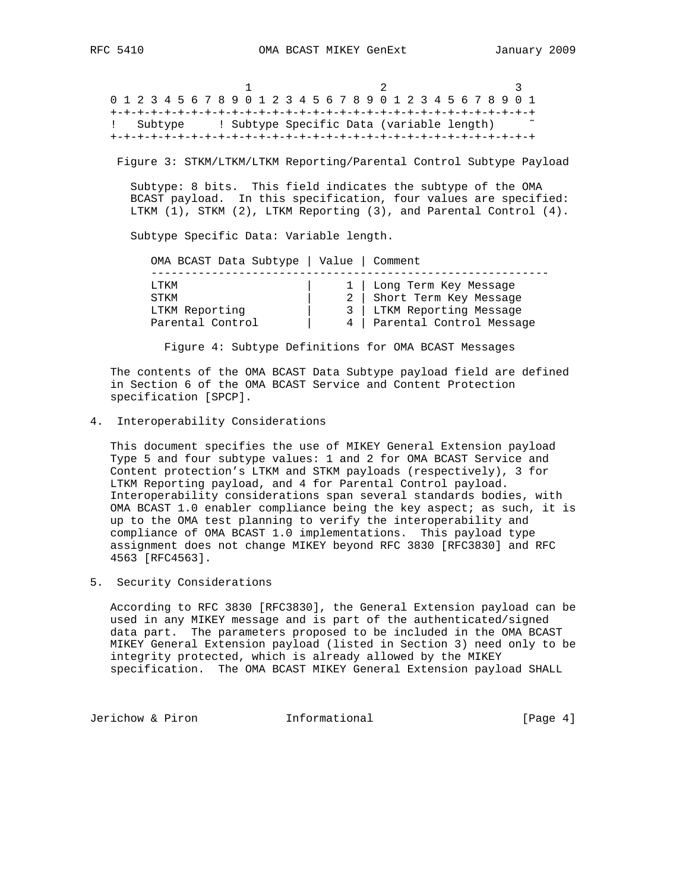```
                     1                   2                   3
 0 1 2 3 4 5 6 7 8 9 0 1 2 3 4 5 6 7 8 9 0 1 2 3 4 5 6 7 8 9 0 1
+-+-+-+-+-+-+-+-+-+-+-+-+-+-+-+-+-+-+-+-+-+-+-+-+-+-+-+-+-+-+-+-+
!   Subtype     ! Subtype Specific Data (variable length)       ~
+-+-+-+-+-+-+-+-+-+-+-+-+-+-+-+-+-+-+-+-+-+-+-+-+-+-+-+-+-+-+-+-+
```

Figure 3: STKM/LTKM/LTKM Reporting/Parental Control Subtype Payload

Subtype: 8 bits. This field indicates the subtype of the OMA BCAST payload. In this specification, four values are specified: LTKM (1), STKM (2), LTKM Reporting (3), and Parental Control (4).

Subtype Specific Data: Variable length.

| OMA BCAST Data Subtype | Value | Comment |
|---|---|---|
| LTKM | 1 | Long Term Key Message |
| STKM | 2 | Short Term Key Message |
| LTKM Reporting | 3 | LTKM Reporting Message |
| Parental Control | 4 | Parental Control Message |

Figure 4: Subtype Definitions for OMA BCAST Messages

The contents of the OMA BCAST Data Subtype payload field are defined in Section 6 of the OMA BCAST Service and Content Protection specification [SPCP].

## 4. Interoperability Considerations

This document specifies the use of MIKEY General Extension payload Type 5 and four subtype values: 1 and 2 for OMA BCAST Service and Content protection's LTKM and STKM payloads (respectively), 3 for LTKM Reporting payload, and 4 for Parental Control payload. Interoperability considerations span several standards bodies, with OMA BCAST 1.0 enabler compliance being the key aspect; as such, it is up to the OMA test planning to verify the interoperability and compliance of OMA BCAST 1.0 implementations. This payload type assignment does not change MIKEY beyond RFC 3830 [RFC3830] and RFC 4563 [RFC4563].

## 5. Security Considerations

According to RFC 3830 [RFC3830], the General Extension payload can be used in any MIKEY message and is part of the authenticated/signed data part. The parameters proposed to be included in the OMA BCAST MIKEY General Extension payload (listed in Section 3) need only to be integrity protected, which is already allowed by the MIKEY specification. The OMA BCAST MIKEY General Extension payload SHALL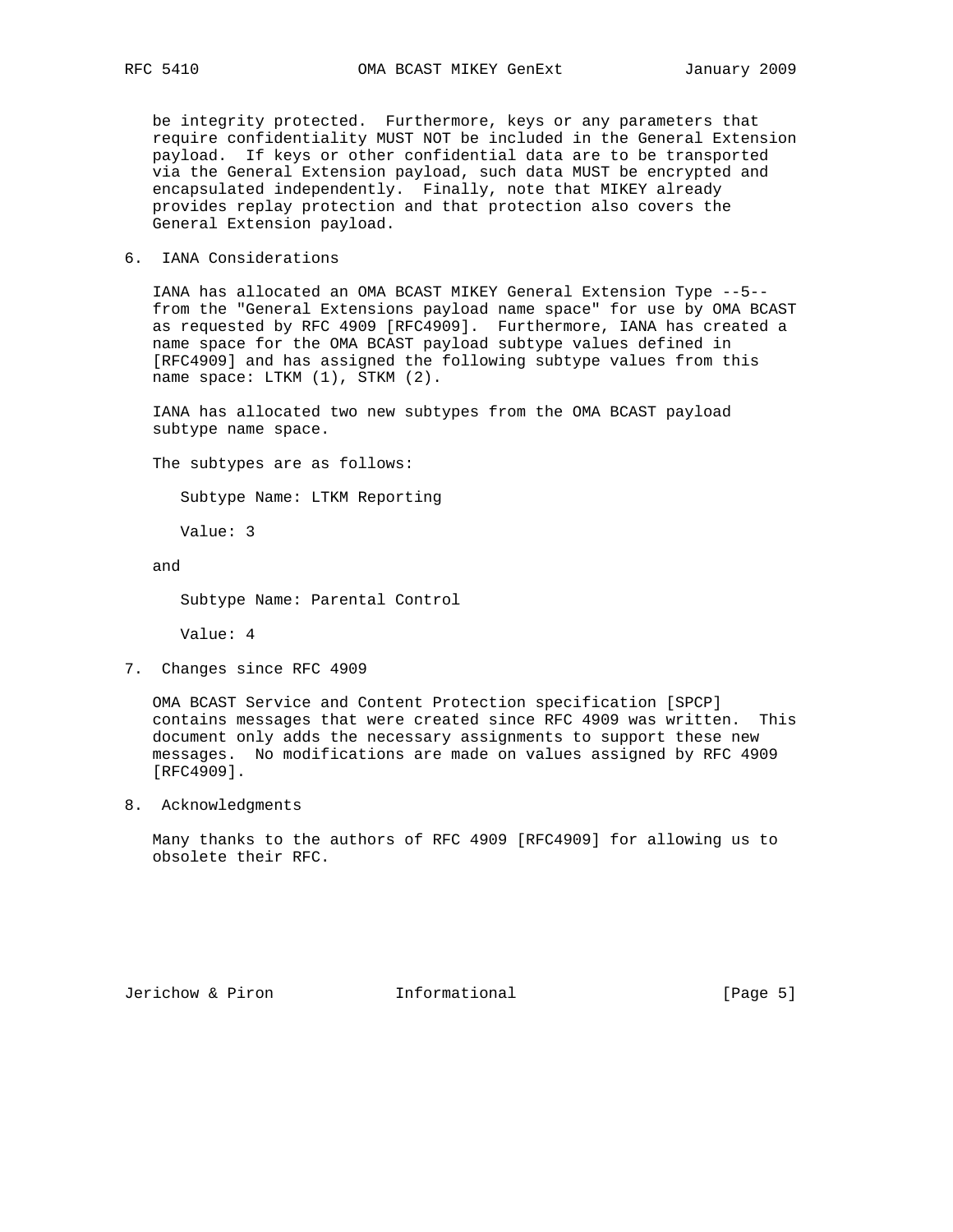be integrity protected. Furthermore, keys or any parameters that require confidentiality MUST NOT be included in the General Extension payload. If keys or other confidential data are to be transported via the General Extension payload, such data MUST be encrypted and encapsulated independently. Finally, note that MIKEY already provides replay protection and that protection also covers the General Extension payload.

## 6. IANA Considerations

IANA has allocated an OMA BCAST MIKEY General Extension Type --5-- from the "General Extensions payload name space" for use by OMA BCAST as requested by RFC 4909 [RFC4909]. Furthermore, IANA has created a name space for the OMA BCAST payload subtype values defined in [RFC4909] and has assigned the following subtype values from this name space: LTKM (1), STKM (2).

IANA has allocated two new subtypes from the OMA BCAST payload subtype name space.

The subtypes are as follows:

Subtype Name: LTKM Reporting

Value: 3

and

Subtype Name: Parental Control

Value: 4

## 7. Changes since RFC 4909

OMA BCAST Service and Content Protection specification [SPCP] contains messages that were created since RFC 4909 was written. This document only adds the necessary assignments to support these new messages. No modifications are made on values assigned by RFC 4909 [RFC4909].

## 8. Acknowledgments

Many thanks to the authors of RFC 4909 [RFC4909] for allowing us to obsolete their RFC.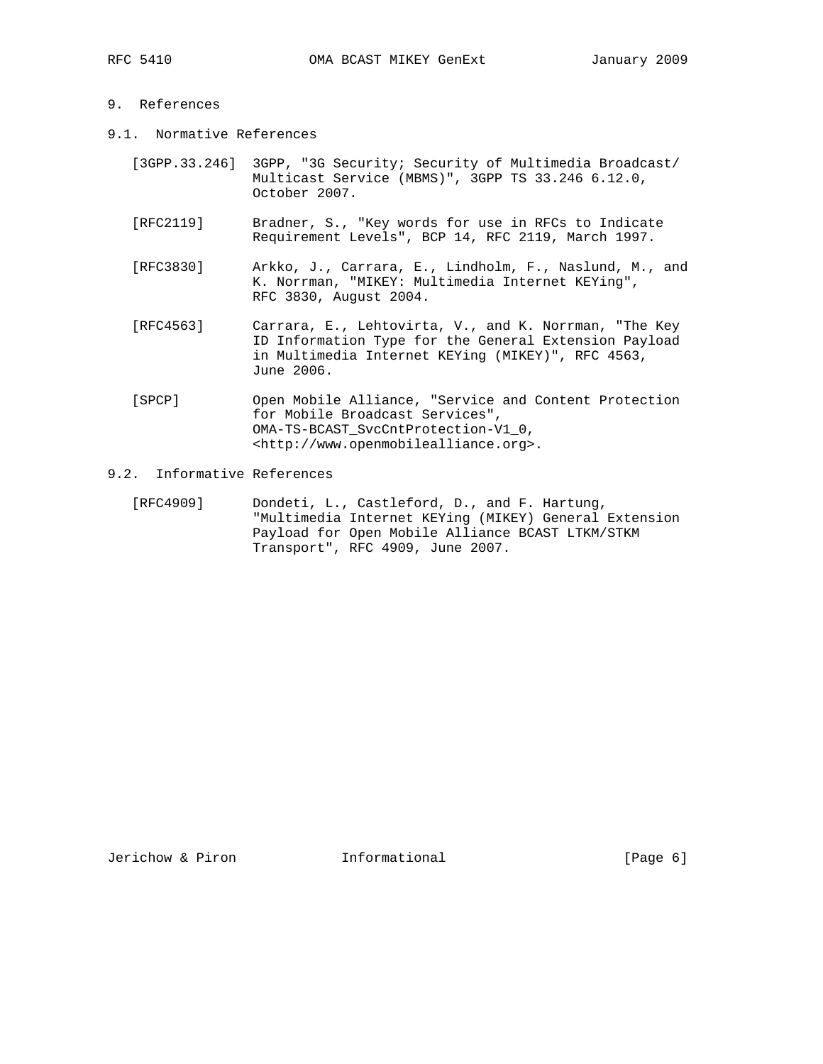## 9. References

### 9.1. Normative References

[3GPP.33.246] 3GPP, "3G Security; Security of Multimedia Broadcast/Multicast Service (MBMS)", 3GPP TS 33.246 6.12.0, October 2007.

[RFC2119] Bradner, S., "Key words for use in RFCs to Indicate Requirement Levels", BCP 14, RFC 2119, March 1997.

[RFC3830] Arkko, J., Carrara, E., Lindholm, F., Naslund, M., and K. Norrman, "MIKEY: Multimedia Internet KEYing", RFC 3830, August 2004.

[RFC4563] Carrara, E., Lehtovirta, V., and K. Norrman, "The Key ID Information Type for the General Extension Payload in Multimedia Internet KEYing (MIKEY)", RFC 4563, June 2006.

[SPCP] Open Mobile Alliance, "Service and Content Protection for Mobile Broadcast Services", OMA-TS-BCAST_SvcCntProtection-V1_0, <http://www.openmobilealliance.org>.

### 9.2. Informative References

[RFC4909] Dondeti, L., Castleford, D., and F. Hartung, "Multimedia Internet KEYing (MIKEY) General Extension Payload for Open Mobile Alliance BCAST LTKM/STKM Transport", RFC 4909, June 2007.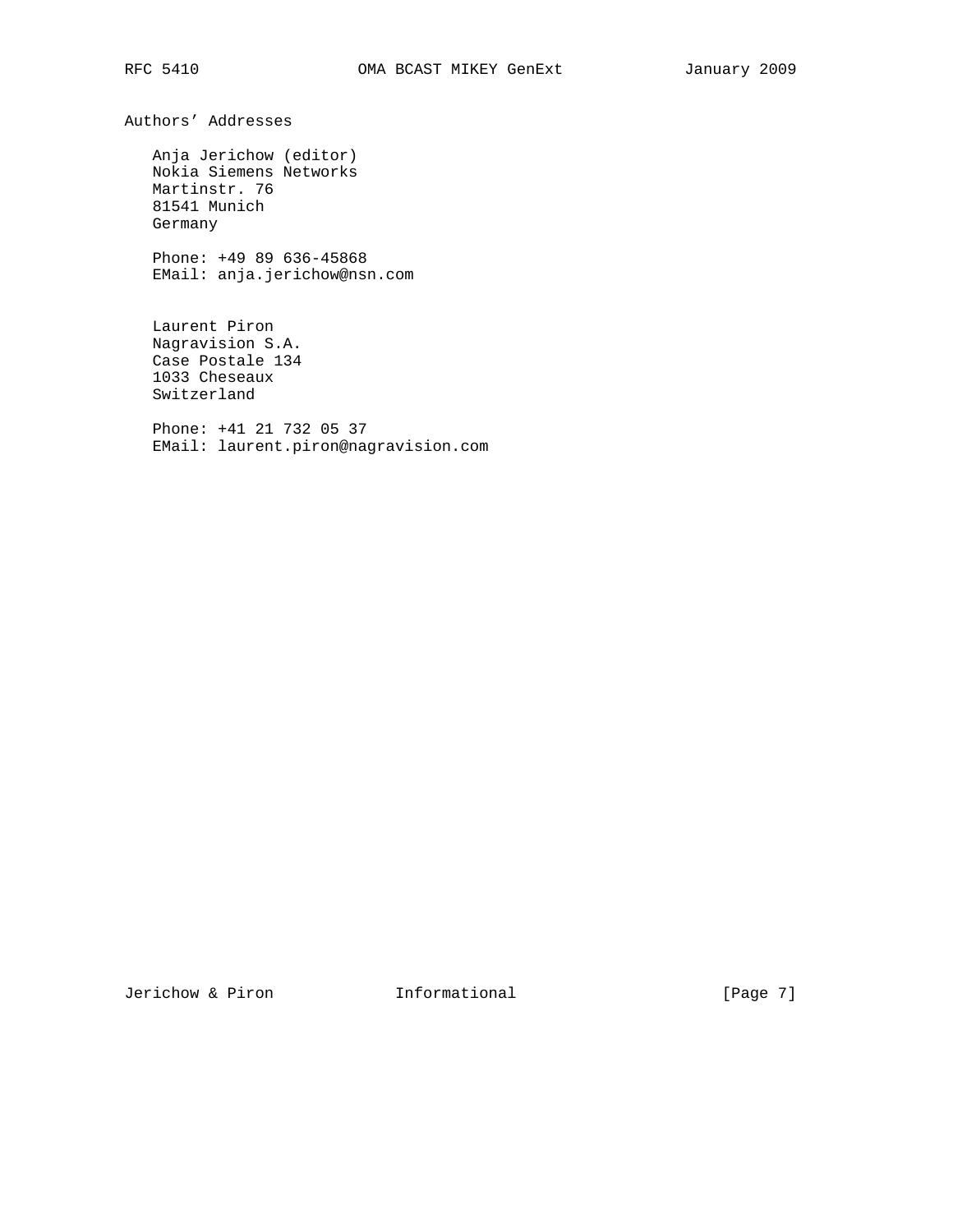## Authors' Addresses

Anja Jerichow (editor)
Nokia Siemens Networks
Martinstr. 76
81541 Munich
Germany

Phone: +49 89 636-45868
EMail: anja.jerichow@nsn.com

Laurent Piron
Nagravision S.A.
Case Postale 134
1033 Cheseaux
Switzerland

Phone: +41 21 732 05 37
EMail: laurent.piron@nagravision.com